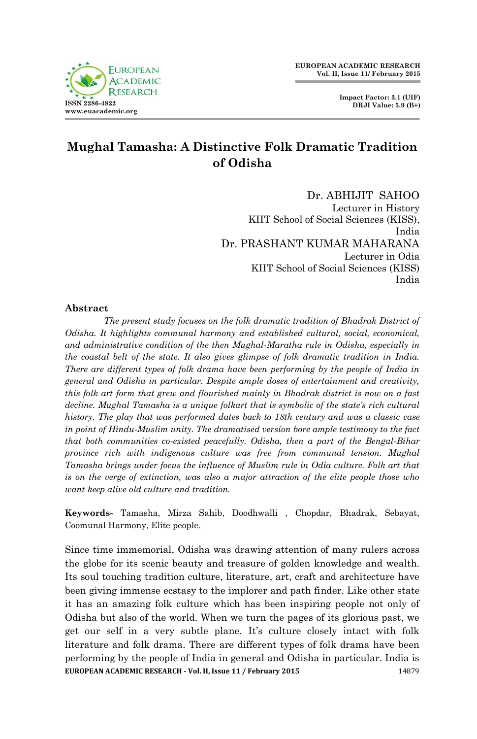# Mughal Tamasha: A Distinctive Folk Dramatic Tradition of Odisha

Dr. ABHIJIT SAHOO
Lecturer in History
KIIT School of Social Sciences (KISS), India

Dr. PRASHANT KUMAR MAHARANA
Lecturer in Odia
KIIT School of Social Sciences (KISS)
India

## Abstract

*The present study focuses on the folk dramatic tradition of Bhadrak District of Odisha. It highlights communal harmony and established cultural, social, economical, and administrative condition of the then Mughal-Maratha rule in Odisha, especially in the coastal belt of the state. It also gives glimpse of folk dramatic tradition in India. There are different types of folk drama have been performing by the people of India in general and Odisha in particular. Despite ample doses of entertainment and creativity, this folk art form that grew and flourished mainly in Bhadrak district is now on a fast decline. Mughal Tamasha is a unique folkart that is symbolic of the state's rich cultural history. The play that was performed dates back to 18th century and was a classic case in point of Hindu-Muslim unity. The dramatised version bore ample testimony to the fact that both communities co-existed peacefully. Odisha, then a part of the Bengal-Bihar province rich with indigenous culture was free from communal tension. Mughal Tamasha brings under focus the influence of Muslim rule in Odia culture. Folk art that is on the verge of extinction, was also a major attraction of the elite people those who want keep alive old culture and tradition.*

**Keywords-** Tamasha, Mirza Sahib, Doodhwalli , Chopdar, Bhadrak, Sebayat, Coomunal Harmony, Elite people.

Since time immemorial, Odisha was drawing attention of many rulers across the globe for its scenic beauty and treasure of golden knowledge and wealth. Its soul touching tradition culture, literature, art, craft and architecture have been giving immense ecstasy to the implorer and path finder. Like other state it has an amazing folk culture which has been inspiring people not only of Odisha but also of the world. When we turn the pages of its glorious past, we get our self in a very subtle plane. It's culture closely intact with folk literature and folk drama. There are different types of folk drama have been performing by the people of India in general and Odisha in particular. India is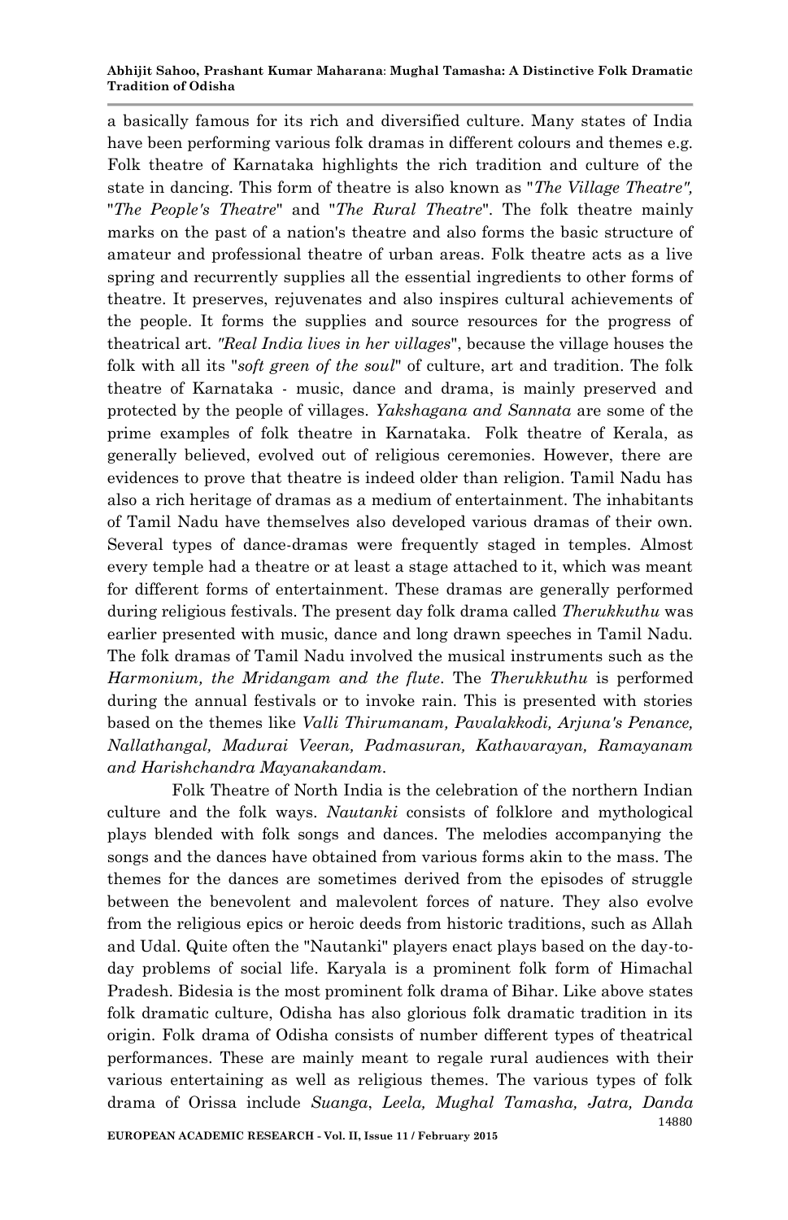a basically famous for its rich and diversified culture. Many states of India have been performing various folk dramas in different colours and themes e.g. Folk theatre of Karnataka highlights the rich tradition and culture of the state in dancing. This form of theatre is also known as "*The Village Theatre",* "*The People's Theatre*" and "*The Rural Theatre*". The folk theatre mainly marks on the past of a nation's theatre and also forms the basic structure of amateur and professional theatre of urban areas. Folk theatre acts as a live spring and recurrently supplies all the essential ingredients to other forms of theatre. It preserves, rejuvenates and also inspires cultural achievements of the people. It forms the supplies and source resources for the progress of theatrical art. *"Real India lives in her villages*", because the village houses the folk with all its "*soft green of the soul*" of culture, art and tradition. The folk theatre of Karnataka - music, dance and drama, is mainly preserved and protected by the people of villages. *Yakshagana and Sannata* are some of the prime examples of folk theatre in Karnataka. Folk theatre of Kerala, as generally believed, evolved out of religious ceremonies. However, there are evidences to prove that theatre is indeed older than religion. Tamil Nadu has also a rich heritage of dramas as a medium of entertainment. The inhabitants of Tamil Nadu have themselves also developed various dramas of their own. Several types of dance-dramas were frequently staged in temples. Almost every temple had a theatre or at least a stage attached to it, which was meant for different forms of entertainment. These dramas are generally performed during religious festivals. The present day folk drama called *Therukkuthu* was earlier presented with music, dance and long drawn speeches in Tamil Nadu. The folk dramas of Tamil Nadu involved the musical instruments such as the *Harmonium, the Mridangam and the flute*. The *Therukkuthu* is performed during the annual festivals or to invoke rain. This is presented with stories based on the themes like *Valli Thirumanam, Pavalakkodi, Arjuna's Penance, Nallathangal, Madurai Veeran, Padmasuran, Kathavarayan, Ramayanam and Harishchandra Mayanakandam*.

Folk Theatre of North India is the celebration of the northern Indian culture and the folk ways. *Nautanki* consists of folklore and mythological plays blended with folk songs and dances. The melodies accompanying the songs and the dances have obtained from various forms akin to the mass. The themes for the dances are sometimes derived from the episodes of struggle between the benevolent and malevolent forces of nature. They also evolve from the religious epics or heroic deeds from historic traditions, such as Allah and Udal. Quite often the "Nautanki" players enact plays based on the day-to-day problems of social life. Karyala is a prominent folk form of Himachal Pradesh. Bidesia is the most prominent folk drama of Bihar. Like above states folk dramatic culture, Odisha has also glorious folk dramatic tradition in its origin. Folk drama of Odisha consists of number different types of theatrical performances. These are mainly meant to regale rural audiences with their various entertaining as well as religious themes. The various types of folk drama of Orissa include *Suanga*, *Leela, Mughal Tamasha, Jatra, Danda*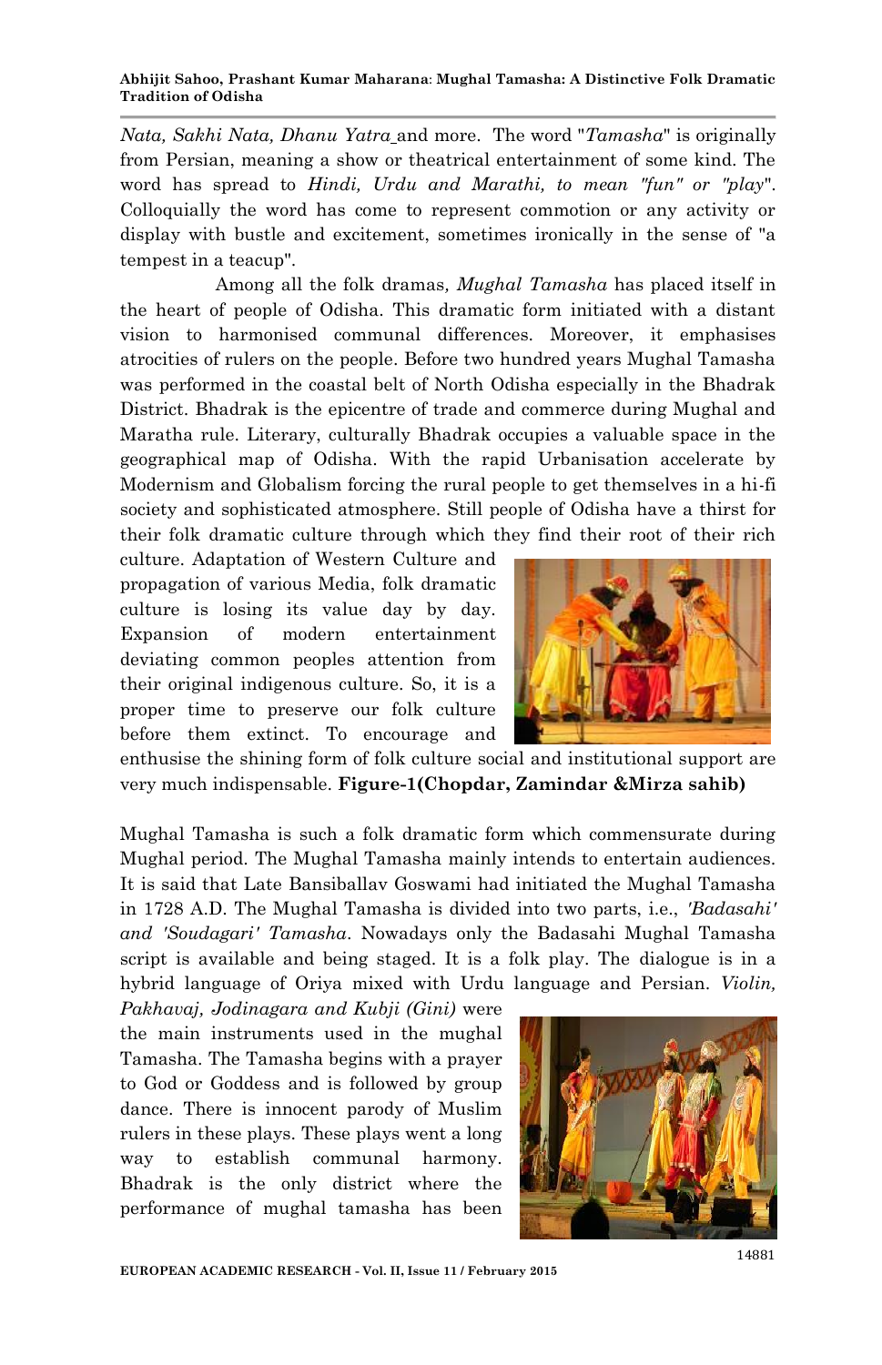*Nata, Sakhi Nata, Dhanu Yatra* and more. The word "*Tamasha*" is originally from Persian, meaning a show or theatrical entertainment of some kind. The word has spread to *Hindi, Urdu and Marathi, to mean "fun" or "play*". Colloquially the word has come to represent commotion or any activity or display with bustle and excitement, sometimes ironically in the sense of "a tempest in a teacup".

Among all the folk dramas, *Mughal Tamasha* has placed itself in the heart of people of Odisha. This dramatic form initiated with a distant vision to harmonised communal differences. Moreover, it emphasises atrocities of rulers on the people. Before two hundred years Mughal Tamasha was performed in the coastal belt of North Odisha especially in the Bhadrak District. Bhadrak is the epicentre of trade and commerce during Mughal and Maratha rule. Literary, culturally Bhadrak occupies a valuable space in the geographical map of Odisha. With the rapid Urbanisation accelerate by Modernism and Globalism forcing the rural people to get themselves in a hi-fi society and sophisticated atmosphere. Still people of Odisha have a thirst for their folk dramatic culture through which they find their root of their rich culture. Adaptation of Western Culture and propagation of various Media, folk dramatic culture is losing its value day by day. Expansion of modern entertainment deviating common peoples attention from their original indigenous culture. So, it is a proper time to preserve our folk culture before them extinct. To encourage and enthusise the shining form of folk culture social and institutional support are very much indispensable. **Figure-1(Chopdar, Zamindar &Mirza sahib)**

Mughal Tamasha is such a folk dramatic form which commensurate during Mughal period. The Mughal Tamasha mainly intends to entertain audiences. It is said that Late Bansiballav Goswami had initiated the Mughal Tamasha in 1728 A.D. The Mughal Tamasha is divided into two parts, i.e., *'Badasahi' and 'Soudagari' Tamasha*. Nowadays only the Badasahi Mughal Tamasha script is available and being staged. It is a folk play. The dialogue is in a hybrid language of Oriya mixed with Urdu language and Persian. *Violin, Pakhavaj, Jodinagara and Kubji (Gini)* were the main instruments used in the mughal Tamasha. The Tamasha begins with a prayer to God or Goddess and is followed by group dance. There is innocent parody of Muslim rulers in these plays. These plays went a long way to establish communal harmony. Bhadrak is the only district where the performance of mughal tamasha has been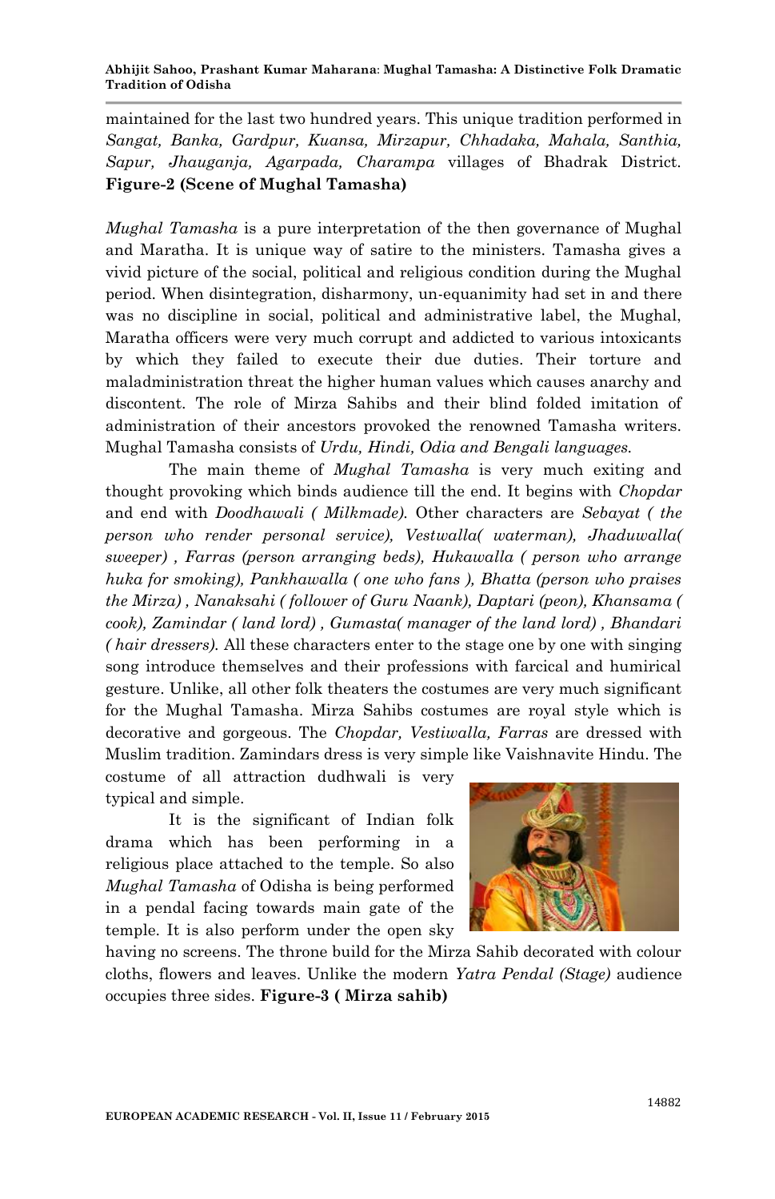maintained for the last two hundred years. This unique tradition performed in *Sangat, Banka, Gardpur, Kuansa, Mirzapur, Chhadaka, Mahala, Santhia, Sapur, Jhauganja, Agarpada, Charampa* villages of Bhadrak District. **Figure-2 (Scene of Mughal Tamasha)**

*Mughal Tamasha* is a pure interpretation of the then governance of Mughal and Maratha. It is unique way of satire to the ministers. Tamasha gives a vivid picture of the social, political and religious condition during the Mughal period. When disintegration, disharmony, un-equanimity had set in and there was no discipline in social, political and administrative label, the Mughal, Maratha officers were very much corrupt and addicted to various intoxicants by which they failed to execute their due duties. Their torture and maladministration threat the higher human values which causes anarchy and discontent. The role of Mirza Sahibs and their blind folded imitation of administration of their ancestors provoked the renowned Tamasha writers. Mughal Tamasha consists of *Urdu, Hindi, Odia and Bengali languages.*

The main theme of *Mughal Tamasha* is very much exiting and thought provoking which binds audience till the end. It begins with *Chopdar* and end with *Doodhawali ( Milkmade).* Other characters are *Sebayat ( the person who render personal service), Vestwalla( waterman), Jhaduwalla( sweeper) , Farras (person arranging beds), Hukawalla ( person who arrange huka for smoking), Pankhawalla ( one who fans ), Bhatta (person who praises the Mirza) , Nanaksahi ( follower of Guru Naank), Daptari (peon), Khansama ( cook), Zamindar ( land lord) , Gumasta( manager of the land lord) , Bhandari ( hair dressers).* All these characters enter to the stage one by one with singing song introduce themselves and their professions with farcical and humirical gesture. Unlike, all other folk theaters the costumes are very much significant for the Mughal Tamasha. Mirza Sahibs costumes are royal style which is decorative and gorgeous. The *Chopdar, Vestiwalla, Farras* are dressed with Muslim tradition. Zamindars dress is very simple like Vaishnavite Hindu. The costume of all attraction dudhwali is very typical and simple.

It is the significant of Indian folk drama which has been performing in a religious place attached to the temple. So also *Mughal Tamasha* of Odisha is being performed in a pendal facing towards main gate of the temple. It is also perform under the open sky having no screens. The throne build for the Mirza Sahib decorated with colour cloths, flowers and leaves. Unlike the modern *Yatra Pendal (Stage)* audience occupies three sides. **Figure-3 ( Mirza sahib)**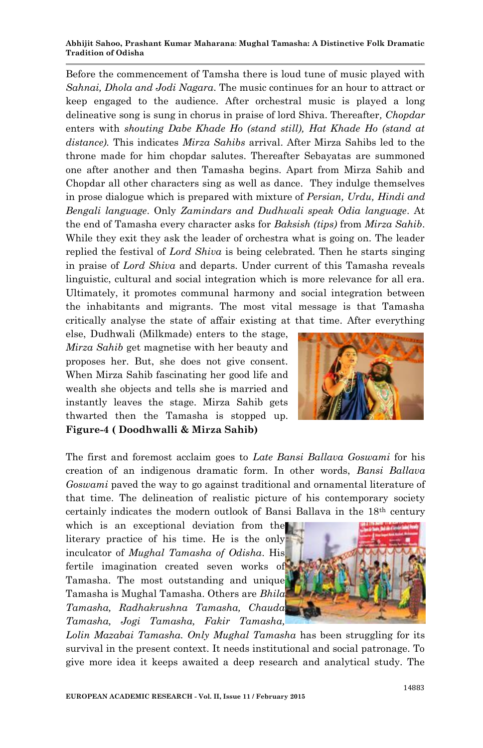Before the commencement of Tamsha there is loud tune of music played with *Sahnai, Dhola and Jodi Nagara*. The music continues for an hour to attract or keep engaged to the audience. After orchestral music is played a long delineative song is sung in chorus in praise of lord Shiva. Thereafter, *Chopdar* enters with *shouting Dabe Khade Ho (stand still), Hat Khade Ho (stand at distance).* This indicates *Mirza Sahibs* arrival. After Mirza Sahibs led to the throne made for him chopdar salutes. Thereafter Sebayatas are summoned one after another and then Tamasha begins. Apart from Mirza Sahib and Chopdar all other characters sing as well as dance. They indulge themselves in prose dialogue which is prepared with mixture of *Persian, Urdu, Hindi and Bengali language*. Only *Zamindars and Dudhwali speak Odia language*. At the end of Tamasha every character asks for *Baksish (tips)* from *Mirza Sahib*. While they exit they ask the leader of orchestra what is going on. The leader replied the festival of *Lord Shiva* is being celebrated. Then he starts singing in praise of *Lord Shiva* and departs. Under current of this Tamasha reveals linguistic, cultural and social integration which is more relevance for all era. Ultimately, it promotes communal harmony and social integration between the inhabitants and migrants. The most vital message is that Tamasha critically analyse the state of affair existing at that time. After everything else, Dudhwali (Milkmade) enters to the stage, *Mirza Sahib* get magnetise with her beauty and proposes her. But, she does not give consent. When Mirza Sahib fascinating her good life and wealth she objects and tells she is married and instantly leaves the stage. Mirza Sahib gets thwarted then the Tamasha is stopped up.

**Figure-4 ( Doodhwalli & Mirza Sahib)**

The first and foremost acclaim goes to *Late Bansi Ballava Goswami* for his creation of an indigenous dramatic form. In other words, *Bansi Ballava Goswami* paved the way to go against traditional and ornamental literature of that time. The delineation of realistic picture of his contemporary society certainly indicates the modern outlook of Bansi Ballava in the 18th century which is an exceptional deviation from the literary practice of his time. He is the only inculcator of *Mughal Tamasha of Odisha*. His fertile imagination created seven works of Tamasha. The most outstanding and unique Tamasha is Mughal Tamasha. Others are *Bhila Tamasha, Radhakrushna Tamasha, Chauda Tamasha, Jogi Tamasha, Fakir Tamasha, Lolin Mazabai Tamasha. Only Mughal Tamasha* has been struggling for its survival in the present context. It needs institutional and social patronage. To give more idea it keeps awaited a deep research and analytical study. The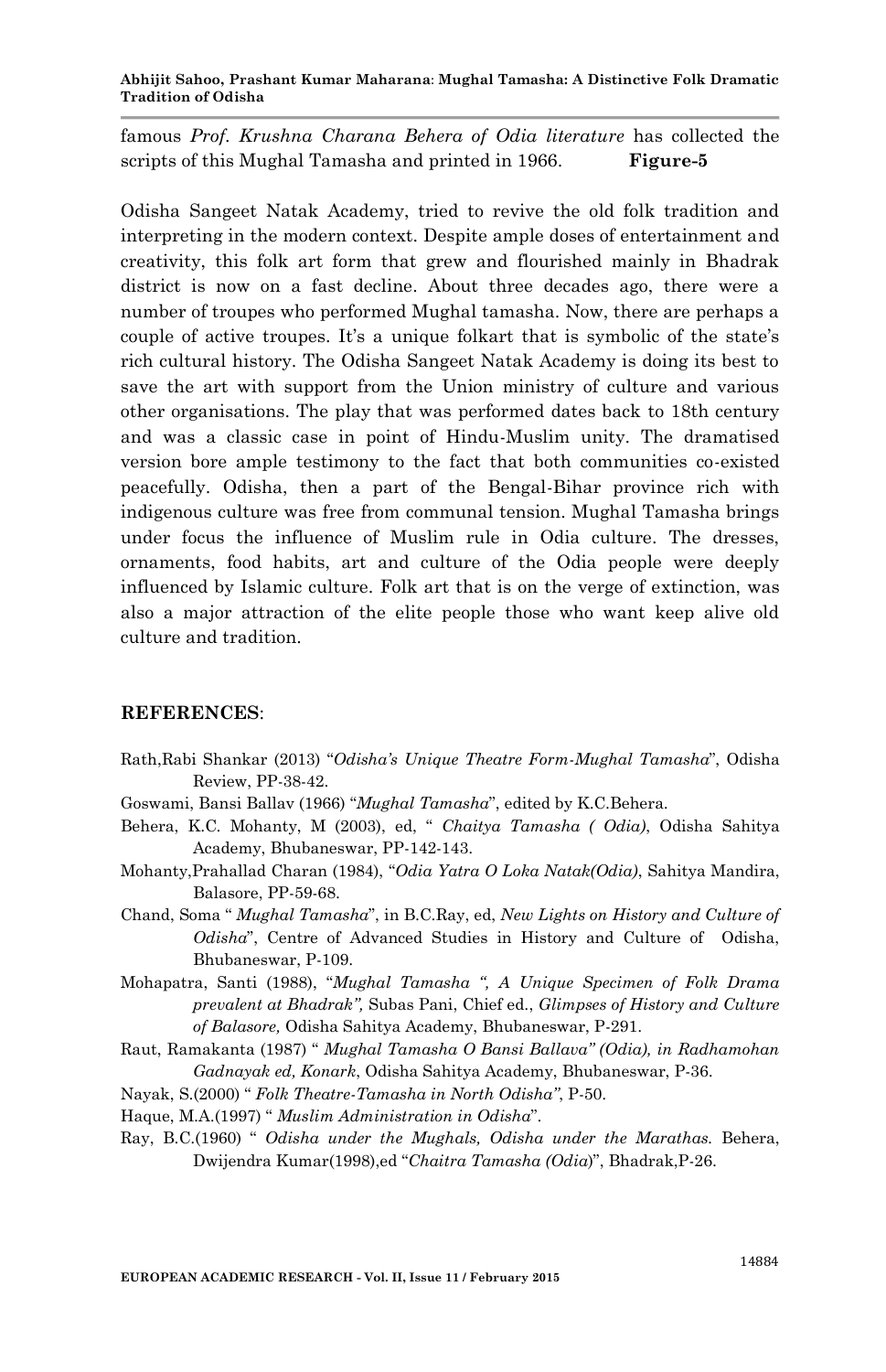famous *Prof. Krushna Charana Behera of Odia literature* has collected the scripts of this Mughal Tamasha and printed in 1966. **Figure-5**

Odisha Sangeet Natak Academy, tried to revive the old folk tradition and interpreting in the modern context. Despite ample doses of entertainment and creativity, this folk art form that grew and flourished mainly in Bhadrak district is now on a fast decline. About three decades ago, there were a number of troupes who performed Mughal tamasha. Now, there are perhaps a couple of active troupes. It's a unique folkart that is symbolic of the state's rich cultural history. The Odisha Sangeet Natak Academy is doing its best to save the art with support from the Union ministry of culture and various other organisations. The play that was performed dates back to 18th century and was a classic case in point of Hindu-Muslim unity. The dramatised version bore ample testimony to the fact that both communities co-existed peacefully. Odisha, then a part of the Bengal-Bihar province rich with indigenous culture was free from communal tension. Mughal Tamasha brings under focus the influence of Muslim rule in Odia culture. The dresses, ornaments, food habits, art and culture of the Odia people were deeply influenced by Islamic culture. Folk art that is on the verge of extinction, was also a major attraction of the elite people those who want keep alive old culture and tradition.

## REFERENCES:

Rath,Rabi Shankar (2013) "*Odisha's Unique Theatre Form-Mughal Tamasha*", Odisha Review, PP-38-42.

Goswami, Bansi Ballav (1966) "*Mughal Tamasha*", edited by K.C.Behera.

Behera, K.C. Mohanty, M (2003), ed, " *Chaitya Tamasha ( Odia)*, Odisha Sahitya Academy, Bhubaneswar, PP-142-143.

Mohanty,Prahallad Charan (1984), "*Odia Yatra O Loka Natak(Odia)*, Sahitya Mandira, Balasore, PP-59-68.

Chand, Soma " *Mughal Tamasha*", in B.C.Ray, ed, *New Lights on History and Culture of Odisha*", Centre of Advanced Studies in History and Culture of Odisha, Bhubaneswar, P-109.

Mohapatra, Santi (1988), "*Mughal Tamasha ", A Unique Specimen of Folk Drama prevalent at Bhadrak",* Subas Pani, Chief ed., *Glimpses of History and Culture of Balasore,* Odisha Sahitya Academy, Bhubaneswar, P-291.

Raut, Ramakanta (1987) " *Mughal Tamasha O Bansi Ballava" (Odia), in Radhamohan Gadnayak ed, Konark*, Odisha Sahitya Academy, Bhubaneswar, P-36.

Nayak, S.(2000) " *Folk Theatre-Tamasha in North Odisha"*, P-50.

Haque, M.A.(1997) " *Muslim Administration in Odisha*".

Ray, B.C.(1960) " *Odisha under the Mughals, Odisha under the Marathas.* Behera, Dwijendra Kumar(1998),ed "*Chaitra Tamasha (Odia)*", Bhadrak,P-26.